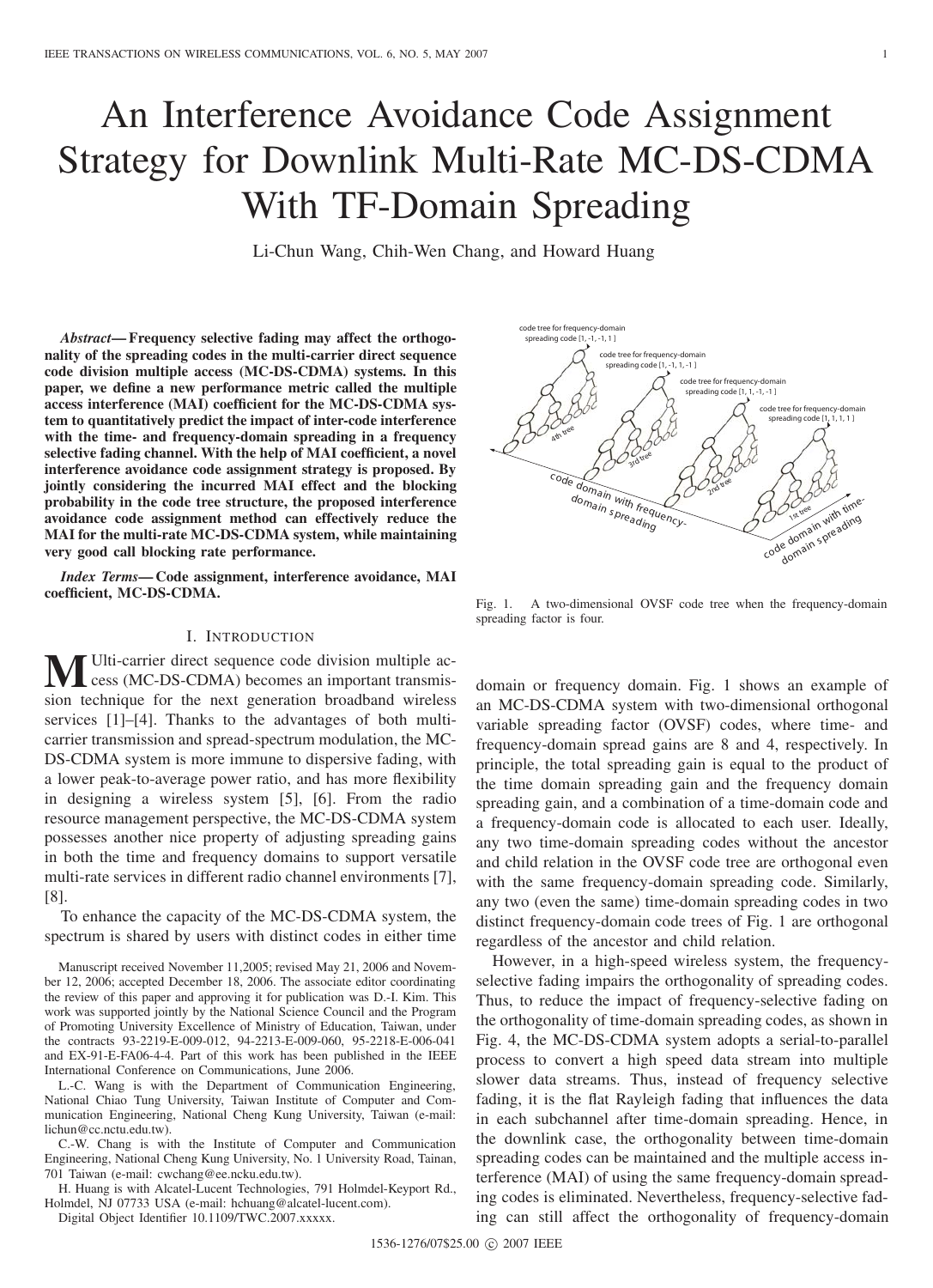# An Interference Avoidance Code Assignment Strategy for Downlink Multi-Rate MC-DS-CDMA With TF-Domain Spreading

Li-Chun Wang, Chih-Wen Chang, and Howard Huang

***Abstract*— Frequency selective fading may affect the orthogonality of the spreading codes in the multi-carrier direct sequence code division multiple access (MC-DS-CDMA) systems. In this paper, we define a new performance metric called the multiple access interference (MAI) coefficient for the MC-DS-CDMA system to quantitatively predict the impact of inter-code interference with the time- and frequency-domain spreading in a frequency selective fading channel. With the help of MAI coefficient, a novel interference avoidance code assignment strategy is proposed. By jointly considering the incurred MAI effect and the blocking probability in the code tree structure, the proposed interference avoidance code assignment method can effectively reduce the MAI for the multi-rate MC-DS-CDMA system, while maintaining very good call blocking rate performance.**

***Index Terms*— Code assignment, interference avoidance, MAI coefficient, MC-DS-CDMA.**

## I. Introduction

Multi-carrier direct sequence code division multiple access (MC-DS-CDMA) becomes an important transmission technique for the next generation broadband wireless services [1]–[4]. Thanks to the advantages of both multi-carrier transmission and spread-spectrum modulation, the MC-DS-CDMA system is more immune to dispersive fading, with a lower peak-to-average power ratio, and has more flexibility in designing a wireless system [5], [6]. From the radio resource management perspective, the MC-DS-CDMA system possesses another nice property of adjusting spreading gains in both the time and frequency domains to support versatile multi-rate services in different radio channel environments [7], [8].

To enhance the capacity of the MC-DS-CDMA system, the spectrum is shared by users with distinct codes in either time domain or frequency domain. Fig. 1 shows an example of an MC-DS-CDMA system with two-dimensional orthogonal variable spreading factor (OVSF) codes, where time- and frequency-domain spread gains are 8 and 4, respectively. In principle, the total spreading gain is equal to the product of the time domain spreading gain and the frequency domain spreading gain, and a combination of a time-domain code and a frequency-domain code is allocated to each user. Ideally, any two time-domain spreading codes without the ancestor and child relation in the OVSF code tree are orthogonal even with the same frequency-domain spreading code. Similarly, any two (even the same) time-domain spreading codes in two distinct frequency-domain code trees of Fig. 1 are orthogonal regardless of the ancestor and child relation.

Fig. 1. A two-dimensional OVSF code tree when the frequency-domain spreading factor is four.

However, in a high-speed wireless system, the frequency-selective fading impairs the orthogonality of spreading codes. Thus, to reduce the impact of frequency-selective fading on the orthogonality of time-domain spreading codes, as shown in Fig. 4, the MC-DS-CDMA system adopts a serial-to-parallel process to convert a high speed data stream into multiple slower data streams. Thus, instead of frequency selective fading, it is the flat Rayleigh fading that influences the data in each subchannel after time-domain spreading. Hence, in the downlink case, the orthogonality between time-domain spreading codes can be maintained and the multiple access interference (MAI) of using the same frequency-domain spreading codes is eliminated. Nevertheless, frequency-selective fading can still affect the orthogonality of frequency-domain

Manuscript received November 11,2005; revised May 21, 2006 and November 12, 2006; accepted December 18, 2006. The associate editor coordinating the review of this paper and approving it for publication was D.-I. Kim. This work was supported jointly by the National Science Council and the Program of Promoting University Excellence of Ministry of Education, Taiwan, under the contracts 93-2219-E-009-012, 94-2213-E-009-060, 95-2218-E-006-041 and EX-91-E-FA06-4-4. Part of this work has been published in the IEEE International Conference on Communications, June 2006.

L.-C. Wang is with the Department of Communication Engineering, National Chiao Tung University, Taiwan Institute of Computer and Communication Engineering, National Cheng Kung University, Taiwan (e-mail: lichun@cc.nctu.edu.tw).

C.-W. Chang is with the Institute of Computer and Communication Engineering, National Cheng Kung University, No. 1 University Road, Tainan, 701 Taiwan (e-mail: cwchang@ee.ncku.edu.tw).

H. Huang is with Alcatel-Lucent Technologies, 791 Holmdel-Keyport Rd., Holmdel, NJ 07733 USA (e-mail: hchuang@alcatel-lucent.com).

Digital Object Identifier 10.1109/TWC.2007.xxxxx.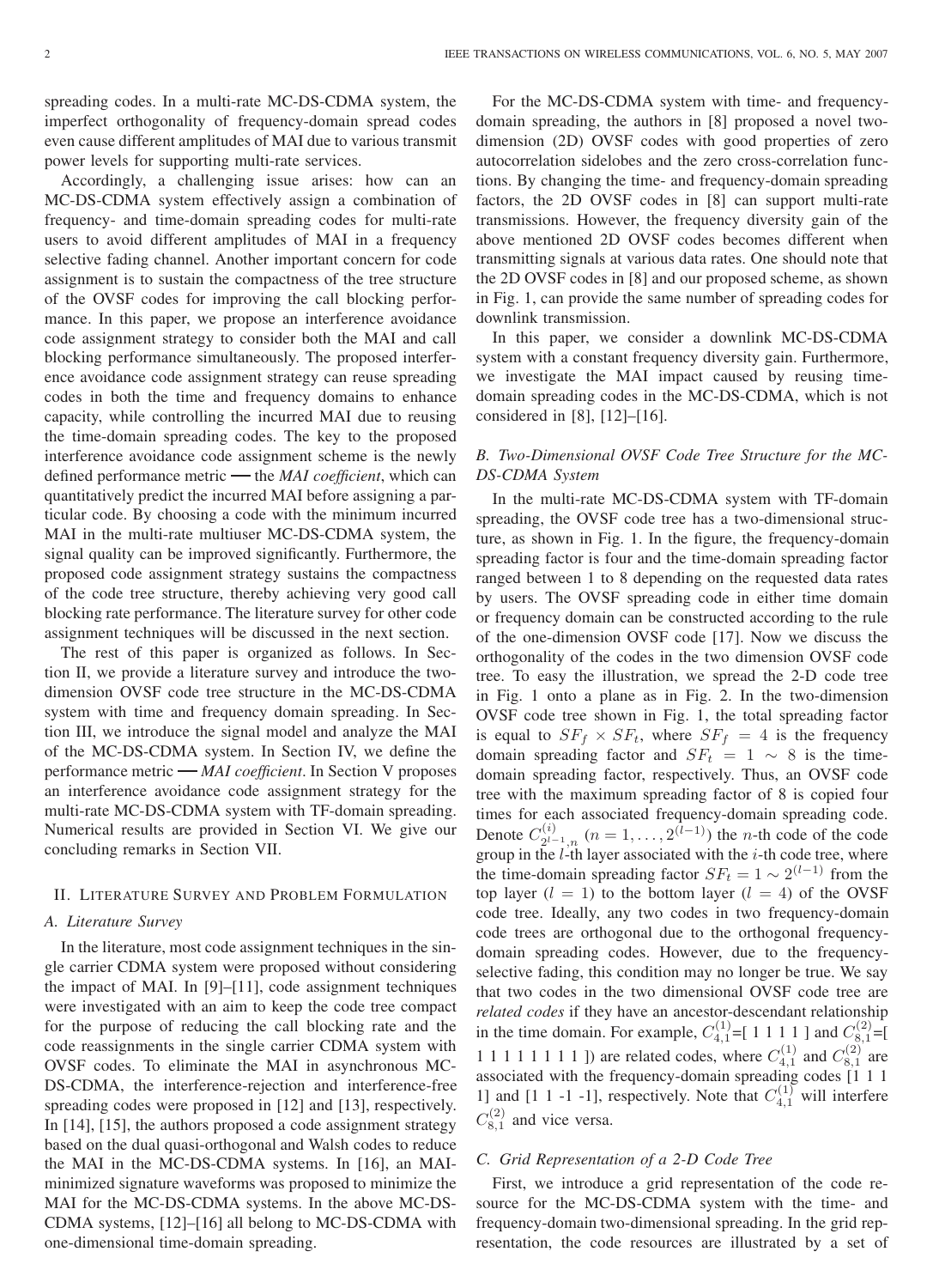spreading codes. In a multi-rate MC-DS-CDMA system, the imperfect orthogonality of frequency-domain spread codes even cause different amplitudes of MAI due to various transmit power levels for supporting multi-rate services.

Accordingly, a challenging issue arises: how can an MC-DS-CDMA system effectively assign a combination of frequency- and time-domain spreading codes for multi-rate users to avoid different amplitudes of MAI in a frequency selective fading channel. Another important concern for code assignment is to sustain the compactness of the tree structure of the OVSF codes for improving the call blocking performance. In this paper, we propose an interference avoidance code assignment strategy to consider both the MAI and call blocking performance simultaneously. The proposed interference avoidance code assignment strategy can reuse spreading codes in both the time and frequency domains to enhance capacity, while controlling the incurred MAI due to reusing the time-domain spreading codes. The key to the proposed interference avoidance code assignment scheme is the newly defined performance metric — the *MAI coefficient*, which can quantitatively predict the incurred MAI before assigning a particular code. By choosing a code with the minimum incurred MAI in the multi-rate multiuser MC-DS-CDMA system, the signal quality can be improved significantly. Furthermore, the proposed code assignment strategy sustains the compactness of the code tree structure, thereby achieving very good call blocking rate performance. The literature survey for other code assignment techniques will be discussed in the next section.

The rest of this paper is organized as follows. In Section II, we provide a literature survey and introduce the two-dimension OVSF code tree structure in the MC-DS-CDMA system with time and frequency domain spreading. In Section III, we introduce the signal model and analyze the MAI of the MC-DS-CDMA system. In Section IV, we define the performance metric — *MAI coefficient*. In Section V proposes an interference avoidance code assignment strategy for the multi-rate MC-DS-CDMA system with TF-domain spreading. Numerical results are provided in Section VI. We give our concluding remarks in Section VII.

## II. Literature Survey and Problem Formulation

### A. Literature Survey

In the literature, most code assignment techniques in the single carrier CDMA system were proposed without considering the impact of MAI. In [9]–[11], code assignment techniques were investigated with an aim to keep the code tree compact for the purpose of reducing the call blocking rate and the code reassignments in the single carrier CDMA system with OVSF codes. To eliminate the MAI in asynchronous MC-DS-CDMA, the interference-rejection and interference-free spreading codes were proposed in [12] and [13], respectively. In [14], [15], the authors proposed a code assignment strategy based on the dual quasi-orthogonal and Walsh codes to reduce the MAI in the MC-DS-CDMA systems. In [16], an MAI-minimized signature waveforms was proposed to minimize the MAI for the MC-DS-CDMA systems. In the above MC-DS-CDMA systems, [12]–[16] all belong to MC-DS-CDMA with one-dimensional time-domain spreading.

For the MC-DS-CDMA system with time- and frequency-domain spreading, the authors in [8] proposed a novel two-dimension (2D) OVSF codes with good properties of zero autocorrelation sidelobes and the zero cross-correlation functions. By changing the time- and frequency-domain spreading factors, the 2D OVSF codes in [8] can support multi-rate transmissions. However, the frequency diversity gain of the above mentioned 2D OVSF codes becomes different when transmitting signals at various data rates. One should note that the 2D OVSF codes in [8] and our proposed scheme, as shown in Fig. 1, can provide the same number of spreading codes for downlink transmission.

In this paper, we consider a downlink MC-DS-CDMA system with a constant frequency diversity gain. Furthermore, we investigate the MAI impact caused by reusing time-domain spreading codes in the MC-DS-CDMA, which is not considered in [8], [12]–[16].

### B. Two-Dimensional OVSF Code Tree Structure for the MC-DS-CDMA System

In the multi-rate MC-DS-CDMA system with TF-domain spreading, the OVSF code tree has a two-dimensional structure, as shown in Fig. 1. In the figure, the frequency-domain spreading factor is four and the time-domain spreading factor ranged between 1 to 8 depending on the requested data rates by users. The OVSF spreading code in either time domain or frequency domain can be constructed according to the rule of the one-dimension OVSF code [17]. Now we discuss the orthogonality of the codes in the two dimension OVSF code tree. To easy the illustration, we spread the 2-D code tree in Fig. 1 onto a plane as in Fig. 2. In the two-dimension OVSF code tree shown in Fig. 1, the total spreading factor is equal to $SF_f \times SF_t$, where $SF_f = 4$ is the frequency domain spreading factor and $SF_t = 1 \sim 8$ is the time-domain spreading factor, respectively. Thus, an OVSF code tree with the maximum spreading factor of 8 is copied four times for each associated frequency-domain spreading code. Denote $C^{(i)}_{2^{l-1},n}$ $(n = 1, \ldots, 2^{(l-1)})$ the $n$-th code of the code group in the $l$-th layer associated with the $i$-th code tree, where the time-domain spreading factor $SF_t = 1 \sim 2^{(l-1)}$ from the top layer ($l = 1$) to the bottom layer ($l = 4$) of the OVSF code tree. Ideally, any two codes in two frequency-domain code trees are orthogonal due to the orthogonal frequency-domain spreading codes. However, due to the frequency-selective fading, this condition may no longer be true. We say that two codes in the two dimensional OVSF code tree are *related codes* if they have an ancestor-descendant relationship in the time domain. For example, $C^{(1)}_{4,1}$=[ 1 1 1 1 ] and $C^{(2)}_{8,1}$=[ 1 1 1 1 1 1 1 1 ]) are related codes, where $C^{(1)}_{4,1}$ and $C^{(2)}_{8,1}$ are associated with the frequency-domain spreading codes [1 1 1 1] and [1 1 -1 -1], respectively. Note that $C^{(1)}_{4,1}$ will interfere $C^{(2)}_{8,1}$ and vice versa.

### C. Grid Representation of a 2-D Code Tree

First, we introduce a grid representation of the code resource for the MC-DS-CDMA system with the time- and frequency-domain two-dimensional spreading. In the grid representation, the code resources are illustrated by a set of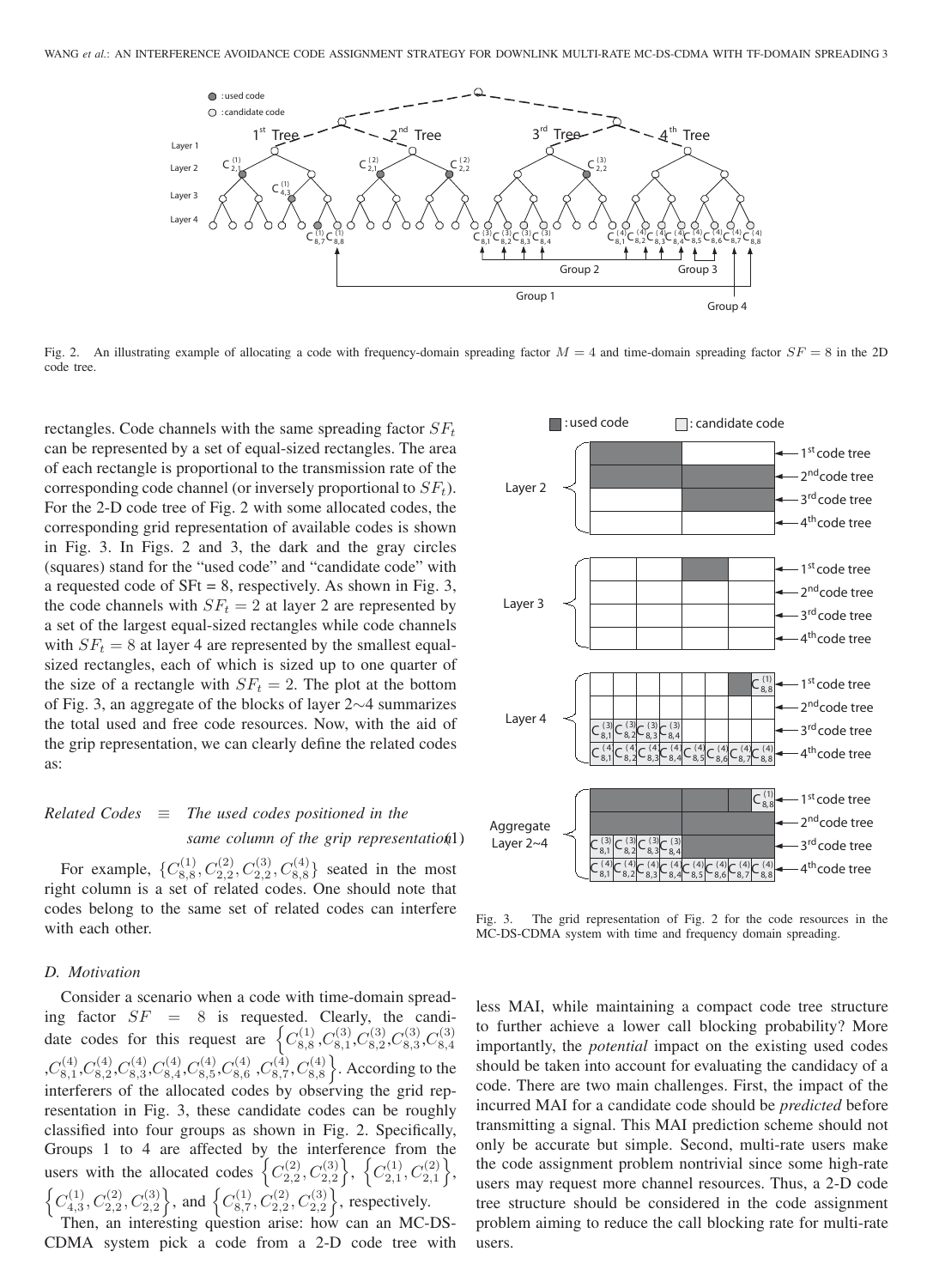Fig. 2. An illustrating example of allocating a code with frequency-domain spreading factor $M = 4$ and time-domain spreading factor $SF = 8$ in the 2D code tree.

rectangles. Code channels with the same spreading factor $SF_t$ can be represented by a set of equal-sized rectangles. The area of each rectangle is proportional to the transmission rate of the corresponding code channel (or inversely proportional to $SF_t$). For the 2-D code tree of Fig. 2 with some allocated codes, the corresponding grid representation of available codes is shown in Fig. 3. In Figs. 2 and 3, the dark and the gray circles (squares) stand for the "used code" and "candidate code" with a requested code of SFt = 8, respectively. As shown in Fig. 3, the code channels with $SF_t = 2$ at layer 2 are represented by a set of the largest equal-sized rectangles while code channels with $SF_t = 8$ at layer 4 are represented by the smallest equal-sized rectangles, each of which is sized up to one quarter of the size of a rectangle with $SF_t = 2$. The plot at the bottom of Fig. 3, an aggregate of the blocks of layer 2∼4 summarizes the total used and free code resources. Now, with the aid of the grip representation, we can clearly define the related codes as:

$$\textit{Related Codes} \equiv \textit{The used codes positioned in the same column of the grip representation} \quad (1)$$

For example, $\{C_{8,8}^{(1)}, C_{2,2}^{(2)}, C_{2,2}^{(3)}, C_{8,8}^{(4)}\}$ seated in the most right column is a set of related codes. One should note that codes belong to the same set of related codes can interfere with each other.

Fig. 3. The grid representation of Fig. 2 for the code resources in the MC-DS-CDMA system with time and frequency domain spreading.

### D. Motivation

Consider a scenario when a code with time-domain spreading factor $SF = 8$ is requested. Clearly, the candidate codes for this request are $\{C_{8,8}^{(1)}, C_{8,1}^{(3)}, C_{8,2}^{(3)}, C_{8,3}^{(3)}, C_{8,4}^{(3)}, C_{8,1}^{(4)}, C_{8,2}^{(4)}, C_{8,3}^{(4)}, C_{8,4}^{(4)}, C_{8,5}^{(4)}, C_{8,6}^{(4)}, C_{8,7}^{(4)}, C_{8,8}^{(4)}\}$. According to the interferers of the allocated codes by observing the grid representation in Fig. 3, these candidate codes can be roughly classified into four groups as shown in Fig. 2. Specifically, Groups 1 to 4 are affected by the interference from the users with the allocated codes $\{C_{2,2}^{(2)}, C_{2,2}^{(3)}\}$, $\{C_{2,1}^{(1)}, C_{2,1}^{(2)}\}$, $\{C_{4,3}^{(1)}, C_{2,2}^{(2)}, C_{2,2}^{(3)}\}$, and $\{C_{8,7}^{(1)}, C_{2,2}^{(2)}, C_{2,2}^{(3)}\}$, respectively.

Then, an interesting question arise: how can an MC-DS-CDMA system pick a code from a 2-D code tree with less MAI, while maintaining a compact code tree structure to further achieve a lower call blocking probability? More importantly, the *potential* impact on the existing used codes should be taken into account for evaluating the candidacy of a code. There are two main challenges. First, the impact of the incurred MAI for a candidate code should be *predicted* before transmitting a signal. This MAI prediction scheme should not only be accurate but simple. Second, multi-rate users make the code assignment problem nontrivial since some high-rate users may request more channel resources. Thus, a 2-D code tree structure should be considered in the code assignment problem aiming to reduce the call blocking rate for multi-rate users.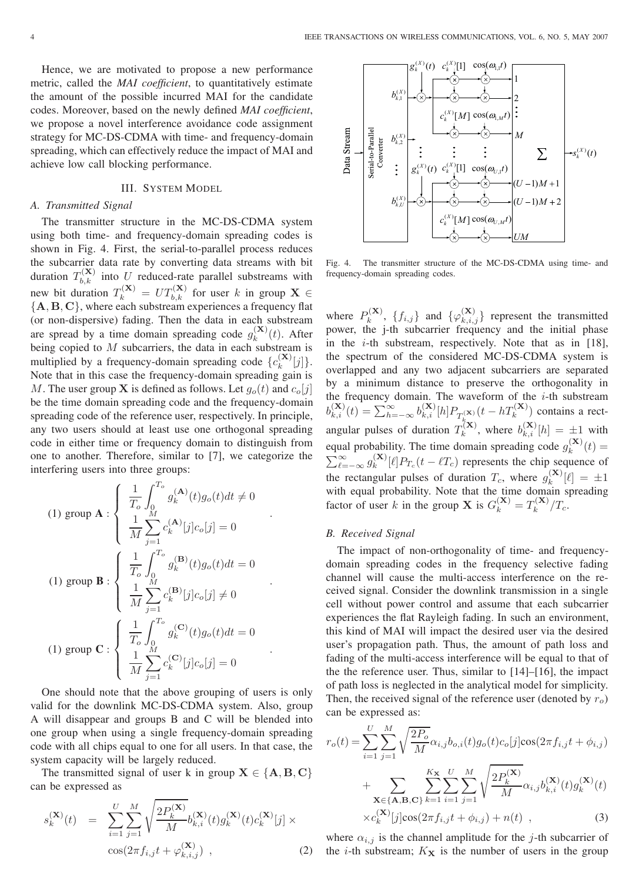Hence, we are motivated to propose a new performance metric, called the *MAI coefficient*, to quantitatively estimate the amount of the possible incurred MAI for the candidate codes. Moreover, based on the newly defined *MAI coefficient*, we propose a novel interference avoidance code assignment strategy for MC-DS-CDMA with time- and frequency-domain spreading, which can effectively reduce the impact of MAI and achieve low call blocking performance.

## III. System Model

### A. Transmitted Signal

The transmitter structure in the MC-DS-CDMA system using both time- and frequency-domain spreading codes is shown in Fig. 4. First, the serial-to-parallel process reduces the subcarrier data rate by converting data streams with bit duration $T_{b,k}^{(\mathbf{X})}$ into $U$ reduced-rate parallel substreams with new bit duration $T_k^{(\mathbf{X})} = UT_{b,k}^{(\mathbf{X})}$ for user $k$ in group $\mathbf{X} \in \{\mathbf{A}, \mathbf{B}, \mathbf{C}\}$, where each substream experiences a frequency flat (or non-dispersive) fading. Then the data in each substream are spread by a time domain spreading code $g_k^{(\mathbf{X})}(t)$. After being copied to $M$ subcarriers, the data in each substream is multiplied by a frequency-domain spreading code $\{c_k^{(\mathbf{X})}[j]\}$. Note that in this case the frequency-domain spreading gain is $M$. The user group $\mathbf{X}$ is defined as follows. Let $g_o(t)$ and $c_o[j]$ be the time domain spreading code and the frequency-domain spreading code of the reference user, respectively. In principle, any two users should at least use one orthogonal spreading code in either time or frequency domain to distinguish from one to another. Therefore, similar to [7], we categorize the interfering users into three groups:

$$\text{(1) group } \mathbf{A}: \begin{cases} \dfrac{1}{T_o}\displaystyle\int_0^{T_o} g_k^{(\mathbf{A})}(t) g_o(t) dt \neq 0 \\ \dfrac{1}{M}\displaystyle\sum_{j=1}^{M} c_k^{(\mathbf{A})}[j] c_o[j] = 0 \end{cases} .$$

$$\text{(1) group } \mathbf{B}: \begin{cases} \dfrac{1}{T_o}\displaystyle\int_0^{T_o} g_k^{(\mathbf{B})}(t) g_o(t) dt = 0 \\ \dfrac{1}{M}\displaystyle\sum_{j=1}^{M} c_k^{(\mathbf{B})}[j] c_o[j] \neq 0 \end{cases} .$$

$$\text{(1) group } \mathbf{C}: \begin{cases} \dfrac{1}{T_o}\displaystyle\int_0^{T_o} g_k^{(\mathbf{C})}(t) g_o(t) dt = 0 \\ \dfrac{1}{M}\displaystyle\sum_{j=1}^{M} c_k^{(\mathbf{C})}[j] c_o[j] = 0 \end{cases} .$$

One should note that the above grouping of users is only valid for the downlink MC-DS-CDMA system. Also, group A will disappear and groups B and C will be blended into one group when using a single frequency-domain spreading code with all chips equal to one for all users. In that case, the system capacity will be largely reduced.

The transmitted signal of user k in group $\mathbf{X} \in \{\mathbf{A}, \mathbf{B}, \mathbf{C}\}$ can be expressed as

$$s_k^{(\mathbf{X})}(t) = \sum_{i=1}^{U}\sum_{j=1}^{M}\sqrt{\frac{2P_k^{(\mathbf{X})}}{M}} b_{k,i}^{(\mathbf{X})}(t) g_k^{(\mathbf{X})}(t) c_k^{(\mathbf{X})}[j] \times \cos(2\pi f_{i,j} t + \varphi_{k,i,j}^{(\mathbf{X})}) \ , \tag{2}$$

Fig. 4. The transmitter structure of the MC-DS-CDMA using time- and frequency-domain spreading codes.

where $P_k^{(\mathbf{X})}$, $\{f_{i,j}\}$ and $\{\varphi_{k,i,j}^{(\mathbf{X})}\}$ represent the transmitted power, the j-th subcarrier frequency and the initial phase in the $i$-th substream, respectively. Note that as in [18], the spectrum of the considered MC-DS-CDMA system is overlapped and any two adjacent subcarriers are separated by a minimum distance to preserve the orthogonality in the frequency domain. The waveform of the $i$-th substream $b_{k,i}^{(\mathbf{X})}(t) = \sum_{h=-\infty}^{\infty} b_{k,i}^{(\mathbf{X})}[h] P_{T_k^{(\mathbf{X})}}(t - hT_k^{(\mathbf{X})})$ contains a rectangular pulses of duration $T_k^{(\mathbf{X})}$, where $b_{k,i}^{(\mathbf{X})}[h] = \pm 1$ with equal probability. The time domain spreading code $g_k^{(\mathbf{X})}(t) = \sum_{\ell=-\infty}^{\infty} g_k^{(\mathbf{X})}[\ell] P_{T_c}(t - \ell T_c)$ represents the chip sequence of the rectangular pulses of duration $T_c$, where $g_k^{(\mathbf{X})}[\ell] = \pm 1$ with equal probability. Note that the time domain spreading factor of user $k$ in the group $\mathbf{X}$ is $G_k^{(\mathbf{X})} = T_k^{(\mathbf{X})}/T_c$.

### B. Received Signal

The impact of non-orthogonality of time- and frequency-domain spreading codes in the frequency selective fading channel will cause the multi-access interference on the received signal. Consider the downlink transmission in a single cell without power control and assume that each subcarrier experiences the flat Rayleigh fading. In such an environment, this kind of MAI will impact the desired user via the desired user's propagation path. Thus, the amount of path loss and fading of the multi-access interference will be equal to that of the the reference user. Thus, similar to [14]–[16], the impact of path loss is neglected in the analytical model for simplicity. Then, the received signal of the reference user (denoted by $r_o$) can be expressed as:

$$\begin{aligned} r_o(t) = &\sum_{i=1}^{U}\sum_{j=1}^{M}\sqrt{\frac{2P_o}{M}}\alpha_{i,j} b_{o,i}(t) g_o(t) c_o[j] \cos(2\pi f_{i,j} t + \phi_{i,j}) \\ &+ \sum_{\mathbf{X}\in\{\mathbf{A},\mathbf{B},\mathbf{C}\}}\sum_{k=1}^{K_{\mathbf{X}}}\sum_{i=1}^{U}\sum_{j=1}^{M}\sqrt{\frac{2P_k^{(\mathbf{X})}}{M}}\alpha_{i,j} b_{k,i}^{(\mathbf{X})}(t) g_k^{(\mathbf{X})}(t) \\ &\times c_k^{(\mathbf{X})}[j] \cos(2\pi f_{i,j} t + \phi_{i,j}) + n(t) \ , \end{aligned} \tag{3}$$

where $\alpha_{i,j}$ is the channel amplitude for the $j$-th subcarrier of the $i$-th substream; $K_{\mathbf{X}}$ is the number of users in the group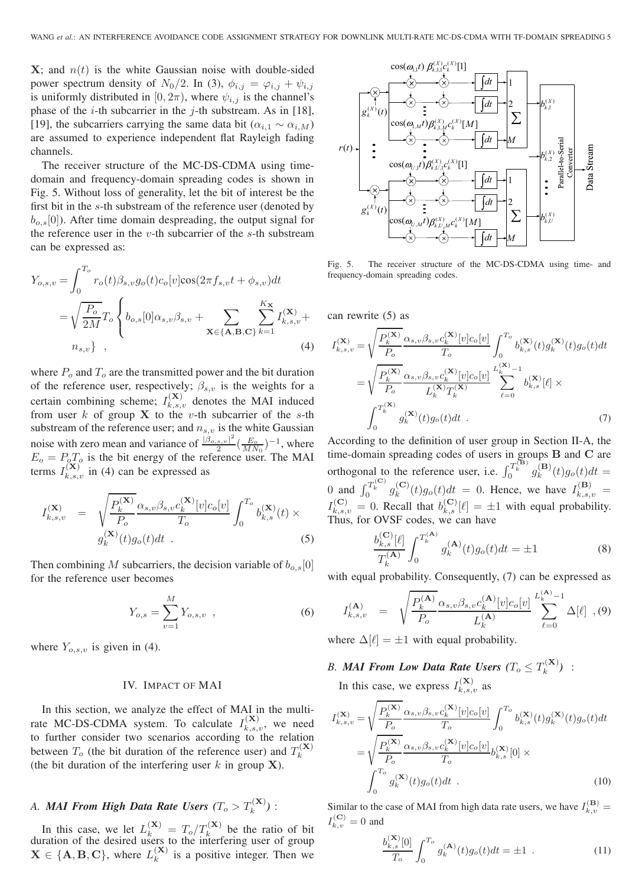$\mathbf{X}$; and $n(t)$ is the white Gaussian noise with double-sided power spectrum density of $N_0/2$. In (3), $\phi_{i,j} = \varphi_{i,j} + \psi_{i,j}$ is uniformly distributed in $[0, 2\pi)$, where $\psi_{i,j}$ is the channel's phase of the $i$-th subcarrier in the $j$-th substream. As in [18], [19], the subcarriers carrying the same data bit ($\alpha_{i,1} \sim \alpha_{i,M}$) are assumed to experience independent flat Rayleigh fading channels.

The receiver structure of the MC-DS-CDMA using time-domain and frequency-domain spreading codes is shown in Fig. 5. Without loss of generality, let the bit of interest be the first bit in the $s$-th substream of the reference user (denoted by $b_{o,s}[0]$). After time domain despreading, the output signal for the reference user in the $v$-th subcarrier of the $s$-th substream can be expressed as:

$$
\begin{aligned}
Y_{o,s,v} &= \int_0^{T_o} r_o(t)\beta_{s,v} g_o(t) c_o[v] \cos(2\pi f_{s,v} t + \phi_{s,v}) dt \\
&= \sqrt{\frac{P_o}{2M}} T_o \Bigg\{ b_{o,s}[0]\alpha_{s,v}\beta_{s,v} + \sum_{\mathbf{X}\in\{\mathbf{A},\mathbf{B},\mathbf{C}\}} \sum_{k=1}^{K_{\mathbf{X}}} I_{k,s,v}^{(\mathbf{X})} + \\
&\quad n_{s,v} \Bigg\} \quad , \qquad (4)
\end{aligned}
$$

where $P_o$ and $T_o$ are the transmitted power and the bit duration of the reference user, respectively; $\beta_{s,v}$ is the weights for a certain combining scheme; $I_{k,s,v}^{(\mathbf{X})}$ denotes the MAI induced from user $k$ of group $\mathbf{X}$ to the $v$-th subcarrier of the $s$-th substream of the reference user; and $n_{s,v}$ is the white Gaussian noise with zero mean and variance of $\frac{|\beta_{o,s,v}|^2}{2}(\frac{E_o}{MN_0})^{-1}$, where $E_o = P_o T_o$ is the bit energy of the reference user. The MAI terms $I_{k,s,v}^{(\mathbf{X})}$ in (4) can be expressed as

$$
\begin{aligned}
I_{k,s,v}^{(\mathbf{X})} \;&=\; \sqrt{\frac{P_k^{(\mathbf{X})}}{P_o}} \frac{\alpha_{s,v}\beta_{s,v} c_k^{(\mathbf{X})}[v] c_o[v]}{T_o} \int_0^{T_o} b_{k,s}^{(\mathbf{X})}(t) \times \\
&\quad g_k^{(\mathbf{X})}(t) g_o(t) dt \ . \qquad (5)
\end{aligned}
$$

Then combining $M$ subcarriers, the decision variable of $b_{o,s}[0]$ for the reference user becomes

$$
Y_{o,s} = \sum_{v=1}^{M} Y_{o,s,v} \ , \qquad (6)
$$

where $Y_{o,s,v}$ is given in (4).

## IV. Impact of MAI

In this section, we analyze the effect of MAI in the multi-rate MC-DS-CDMA system. To calculate $I_{k,s,v}^{(\mathbf{X})}$, we need to further consider two scenarios according to the relation between $T_o$ (the bit duration of the reference user) and $T_k^{(\mathbf{X})}$ (the bit duration of the interfering user $k$ in group $\mathbf{X}$).

### A. *MAI From High Data Rate Users ($T_o > T_k^{(\mathbf{X})}$)* :

In this case, we let $L_k^{(\mathbf{X})} = T_o / T_k^{(\mathbf{X})}$ be the ratio of bit duration of the desired users to the interfering user of group $\mathbf{X} \in \{\mathbf{A}, \mathbf{B}, \mathbf{C}\}$, where $L_k^{(\mathbf{X})}$ is a positive integer. Then we

Fig. 5. The receiver structure of the MC-DS-CDMA using time- and frequency-domain spreading codes.

can rewrite (5) as

$$
\begin{aligned}
I_{k,s,v}^{(\mathbf{X})} &= \sqrt{\frac{P_k^{(\mathbf{X})}}{P_o}} \frac{\alpha_{s,v}\beta_{s,v} c_k^{(\mathbf{X})}[v] c_o[v]}{T_o} \int_0^{T_o} b_{k,s}^{(\mathbf{X})}(t) g_k^{(\mathbf{X})}(t) g_o(t) dt \\
&= \sqrt{\frac{P_k^{(\mathbf{X})}}{P_o}} \frac{\alpha_{s,v}\beta_{s,v} c_k^{(\mathbf{X})}[v] c_o[v]}{L_k^{(\mathbf{X})} T_k^{(\mathbf{X})}} \sum_{\ell=0}^{L_k^{(\mathbf{X})}-1} b_{k,s}^{(\mathbf{X})}[\ell] \times \\
&\quad \int_0^{T_k^{(\mathbf{X})}} g_k^{(\mathbf{X})}(t) g_o(t) dt \ . \qquad (7)
\end{aligned}
$$

According to the definition of user group in Section II-A, the time-domain spreading codes of users in groups $\mathbf{B}$ and $\mathbf{C}$ are orthogonal to the reference user, i.e. $\int_0^{T_k^{(\mathbf{B})}} g_k^{(\mathbf{B})}(t) g_o(t) dt = 0$ and $\int_0^{T_k^{(\mathbf{C})}} g_k^{(\mathbf{C})}(t) g_o(t) dt = 0$. Hence, we have $I_{k,s,v}^{(\mathbf{B})} = I_{k,s,v}^{(\mathbf{C})} = 0$. Recall that $b_{k,s}^{(\mathbf{C})}[\ell] = \pm 1$ with equal probability. Thus, for OVSF codes, we can have

$$
\frac{b_{k,s}^{(\mathbf{C})}[\ell]}{T_k^{(\mathbf{A})}} \int_0^{T_k^{(\mathbf{A})}} g_k^{(\mathbf{A})}(t) g_o(t) dt = \pm 1 \qquad (8)
$$

with equal probability. Consequently, (7) can be expressed as

$$
I_{k,s,v}^{(\mathbf{A})} \;=\; \sqrt{\frac{P_k^{(\mathbf{A})}}{P_o}} \frac{\alpha_{s,v}\beta_{s,v} c_k^{(\mathbf{A})}[v] c_o[v]}{L_k^{(\mathbf{A})}} \sum_{\ell=0}^{L_k^{(\mathbf{A})}-1} \Delta[\ell] \ , \qquad (9)
$$

where $\Delta[\ell] = \pm 1$ with equal probability.

### B. *MAI From Low Data Rate Users ($T_o \leq T_k^{(\mathbf{X})}$)* :

In this case, we express $I_{k,s,v}^{(\mathbf{X})}$ as

$$
\begin{aligned}
I_{k,s,v}^{(\mathbf{X})} &= \sqrt{\frac{P_k^{(\mathbf{X})}}{P_o}} \frac{\alpha_{s,v}\beta_{s,v} c_k^{(\mathbf{X})}[v] c_o[v]}{T_o} \int_0^{T_o} b_{k,s}^{(\mathbf{X})}(t) g_k^{(\mathbf{X})}(t) g_o(t) dt \\
&= \sqrt{\frac{P_k^{(\mathbf{X})}}{P_o}} \frac{\alpha_{s,v}\beta_{s,v} c_k^{(\mathbf{X})}[v] c_o[v]}{T_o} b_{k,s}^{(\mathbf{X})}[0] \times \\
&\quad \int_0^{T_o} g_k^{(\mathbf{X})}(t) g_o(t) dt \ . \qquad (10)
\end{aligned}
$$

Similar to the case of MAI from high data rate users, we have $I_{k,v}^{(\mathbf{B})} = I_{k,v}^{(\mathbf{C})} = 0$ and

$$
\frac{b_{k,s}^{(\mathbf{X})}[0]}{T_o} \int_0^{T_o} g_k^{(\mathbf{A})}(t) g_o(t) dt = \pm 1 \ . \qquad (11)
$$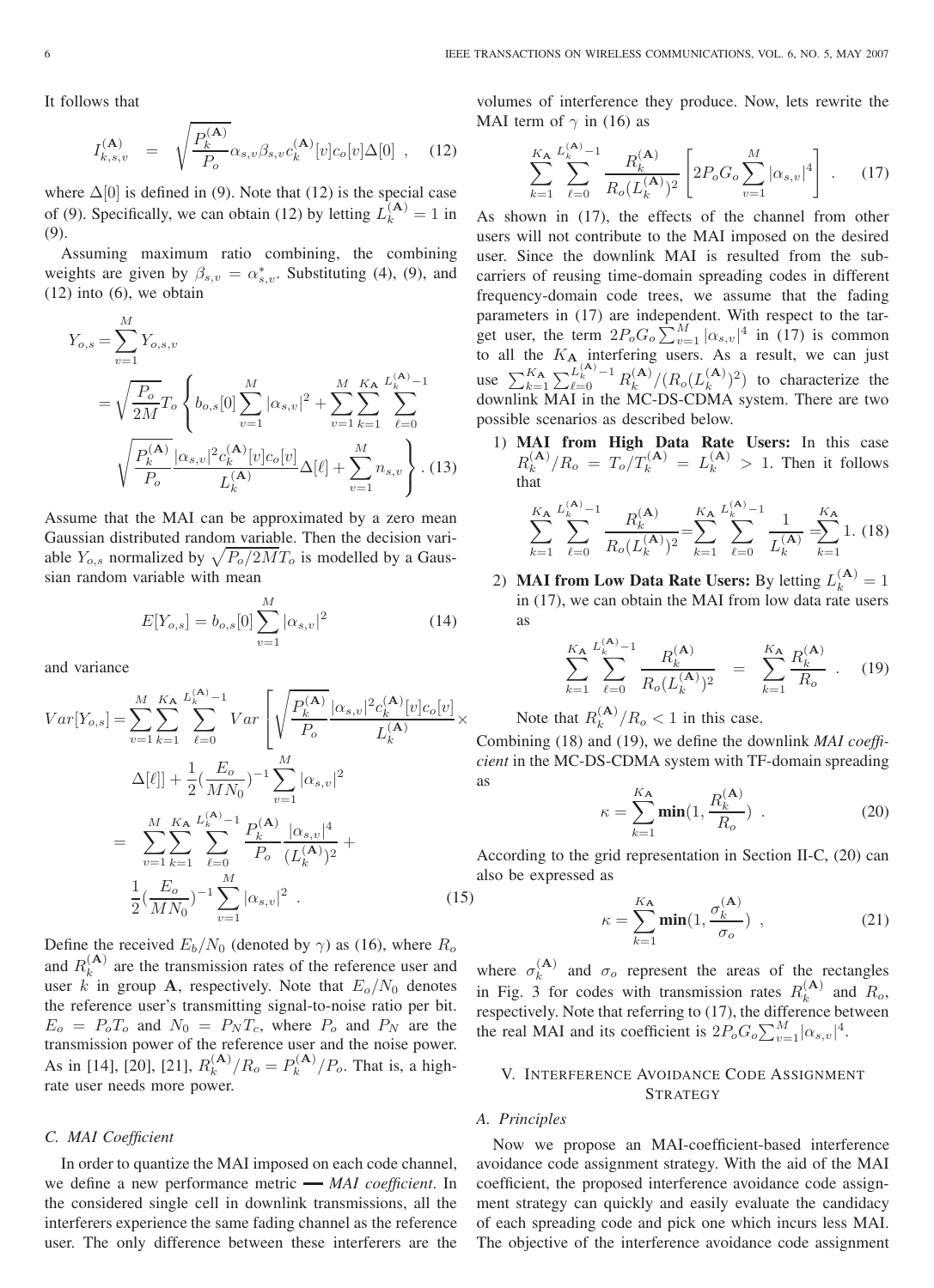It follows that

$$I_{k,s,v}^{(\mathbf{A})} = \sqrt{\frac{P_k^{(\mathbf{A})}}{P_o}} \alpha_{s,v} \beta_{s,v} c_k^{(\mathbf{A})}[v] c_o[v] \Delta[0] \ , \quad (12)$$

where $\Delta[0]$ is defined in (9). Note that (12) is the special case of (9). Specifically, we can obtain (12) by letting $L_k^{(\mathbf{A})} = 1$ in (9).

Assuming maximum ratio combining, the combining weights are given by $\beta_{s,v} = \alpha_{s,v}^*$. Substituting (4), (9), and (12) into (6), we obtain

$$\begin{aligned} Y_{o,s} &= \sum_{v=1}^{M} Y_{o,s,v} \\ &= \sqrt{\frac{P_o}{2M}} T_o \left\{ b_{o,s}[0] \sum_{v=1}^{M} |\alpha_{s,v}|^2 + \sum_{v=1}^{M} \sum_{k=1}^{K_{\mathbf{A}}} \sum_{\ell=0}^{L_k^{(\mathbf{A})}-1} \right. \\ &\left. \sqrt{\frac{P_k^{(\mathbf{A})}}{P_o}} \frac{|\alpha_{s,v}|^2 c_k^{(\mathbf{A})}[v] c_o[v]}{L_k^{(\mathbf{A})}} \Delta[\ell] + \sum_{v=1}^{M} n_{s,v} \right\} . \quad (13) \end{aligned}$$

Assume that the MAI can be approximated by a zero mean Gaussian distributed random variable. Then the decision variable $Y_{o,s}$ normalized by $\sqrt{P_o/2M} T_o$ is modelled by a Gaussian random variable with mean

$$E[Y_{o,s}] = b_{o,s}[0] \sum_{v=1}^{M} |\alpha_{s,v}|^2 \quad (14)$$

and variance

$$\begin{aligned} Var[Y_{o,s}] &= \sum_{v=1}^{M} \sum_{k=1}^{K_{\mathbf{A}}} \sum_{\ell=0}^{L_k^{(\mathbf{A})}-1} Var \left[ \sqrt{\frac{P_k^{(\mathbf{A})}}{P_o}} \frac{|\alpha_{s,v}|^2 c_k^{(\mathbf{A})}[v] c_o[v]}{L_k^{(\mathbf{A})}} \times \right. \\ &\left. \Delta[\ell] \right] + \frac{1}{2} \left( \frac{E_o}{M N_0} \right)^{-1} \sum_{v=1}^{M} |\alpha_{s,v}|^2 \\ &= \sum_{v=1}^{M} \sum_{k=1}^{K_{\mathbf{A}}} \sum_{\ell=0}^{L_k^{(\mathbf{A})}-1} \frac{P_k^{(\mathbf{A})}}{P_o} \frac{|\alpha_{s,v}|^4}{(L_k^{(\mathbf{A})})^2} + \\ &\quad \frac{1}{2} \left( \frac{E_o}{M N_0} \right)^{-1} \sum_{v=1}^{M} |\alpha_{s,v}|^2 \ . \end{aligned} \quad (15)$$

Define the received $E_b/N_0$ (denoted by $\gamma$) as (16), where $R_o$ and $R_k^{(\mathbf{A})}$ are the transmission rates of the reference user and user $k$ in group $\mathbf{A}$, respectively. Note that $E_o/N_0$ denotes the reference user's transmitting signal-to-noise ratio per bit. $E_o = P_o T_o$ and $N_0 = P_N T_c$, where $P_o$ and $P_N$ are the transmission power of the reference user and the noise power. As in [14], [20], [21], $R_k^{(\mathbf{A})}/R_o = P_k^{(\mathbf{A})}/P_o$. That is, a high-rate user needs more power.

### C. MAI Coefficient

In order to quantize the MAI imposed on each code channel, we define a new performance metric — *MAI coefficient*. In the considered single cell in downlink transmissions, all the interferers experience the same fading channel as the reference user. The only difference between these interferers are the volumes of interference they produce. Now, lets rewrite the MAI term of $\gamma$ in (16) as

$$\sum_{k=1}^{K_{\mathbf{A}}} \sum_{\ell=0}^{L_k^{(\mathbf{A})}-1} \frac{R_k^{(\mathbf{A})}}{R_o (L_k^{(\mathbf{A})})^2} \left[ 2 P_o G_o \sum_{v=1}^{M} |\alpha_{s,v}|^4 \right] \ . \quad (17)$$

As shown in (17), the effects of the channel from other users will not contribute to the MAI imposed on the desired user. Since the downlink MAI is resulted from the sub-carriers of reusing time-domain spreading codes in different frequency-domain code trees, we assume that the fading parameters in (17) are independent. With respect to the target user, the term $2 P_o G_o \sum_{v=1}^{M} |\alpha_{s,v}|^4$ in (17) is common to all the $K_{\mathbf{A}}$ interfering users. As a result, we can just use $\sum_{k=1}^{K_{\mathbf{A}}} \sum_{\ell=0}^{L_k^{(\mathbf{A})}-1} R_k^{(\mathbf{A})}/(R_o (L_k^{(\mathbf{A})})^2)$ to characterize the downlink MAI in the MC-DS-CDMA system. There are two possible scenarios as described below.

1) **MAI from High Data Rate Users:** In this case $R_k^{(\mathbf{A})}/R_o = T_o/T_k^{(\mathbf{A})} = L_k^{(\mathbf{A})} > 1$. Then it follows that

$$\sum_{k=1}^{K_{\mathbf{A}}} \sum_{\ell=0}^{L_k^{(\mathbf{A})}-1} \frac{R_k^{(\mathbf{A})}}{R_o (L_k^{(\mathbf{A})})^2} = \sum_{k=1}^{K_{\mathbf{A}}} \sum_{\ell=0}^{L_k^{(\mathbf{A})}-1} \frac{1}{L_k^{(\mathbf{A})}} = \sum_{k=1}^{K_{\mathbf{A}}} 1. \quad (18)$$

2) **MAI from Low Data Rate Users:** By letting $L_k^{(\mathbf{A})} = 1$ in (17), we can obtain the MAI from low data rate users as

$$\sum_{k=1}^{K_{\mathbf{A}}} \sum_{\ell=0}^{L_k^{(\mathbf{A})}-1} \frac{R_k^{(\mathbf{A})}}{R_o (L_k^{(\mathbf{A})})^2} = \sum_{k=1}^{K_{\mathbf{A}}} \frac{R_k^{(\mathbf{A})}}{R_o} \ . \quad (19)$$

Note that $R_k^{(\mathbf{A})}/R_o < 1$ in this case.

Combining (18) and (19), we define the downlink *MAI coefficient* in the MC-DS-CDMA system with TF-domain spreading as

$$\kappa = \sum_{k=1}^{K_{\mathbf{A}}} \mathbf{min}(1, \frac{R_k^{(\mathbf{A})}}{R_o}) \ . \quad (20)$$

According to the grid representation in Section II-C, (20) can also be expressed as

$$\kappa = \sum_{k=1}^{K_{\mathbf{A}}} \mathbf{min}(1, \frac{\sigma_k^{(\mathbf{A})}}{\sigma_o}) \ , \quad (21)$$

where $\sigma_k^{(\mathbf{A})}$ and $\sigma_o$ represent the areas of the rectangles in Fig. 3 for codes with transmission rates $R_k^{(\mathbf{A})}$ and $R_o$, respectively. Note that referring to (17), the difference between the real MAI and its coefficient is $2 P_o G_o \sum_{v=1}^{M} |\alpha_{s,v}|^4$.

## V. Interference Avoidance Code Assignment Strategy

### A. Principles

Now we propose an MAI-coefficient-based interference avoidance code assignment strategy. With the aid of the MAI coefficient, the proposed interference avoidance code assignment strategy can quickly and easily evaluate the candidacy of each spreading code and pick one which incurs less MAI. The objective of the interference avoidance code assignment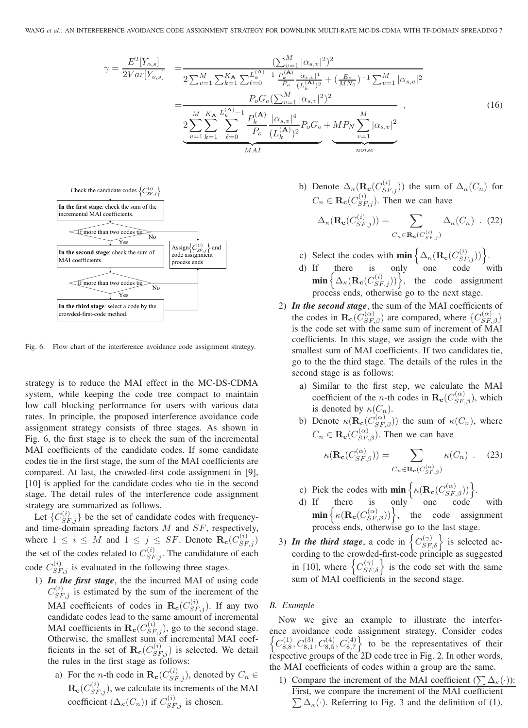$$
\begin{aligned}
\gamma = \frac{E^2[Y_{o,s}]}{2Var[Y_{o,s}]} &= \frac{(\sum_{v=1}^{M}|\alpha_{s,v}|^2)^2}{2\sum_{v=1}^{M}\sum_{k=1}^{K_{\mathbf{A}}}\sum_{\ell=0}^{L_k^{(\mathbf{A})}-1}\frac{P_k^{(\mathbf{A})}}{P_o}\frac{|\alpha_{s,v}|^4}{(L_k^{(\mathbf{A})})^2}+(\frac{E_o}{MN_0})^{-1}\sum_{v=1}^{M}|\alpha_{s,v}|^2} \\
&= \frac{P_oG_o(\sum_{v=1}^{M}|\alpha_{s,v}|^2)^2}{\underbrace{2\sum_{v=1}^{M}\sum_{k=1}^{K_{\mathbf{A}}}\sum_{\ell=0}^{L_k^{(\mathbf{A})}-1}\frac{P_k^{(\mathbf{A})}}{P_o}\frac{|\alpha_{s,v}|^4}{(L_k^{(\mathbf{A})})^2}P_oG_o}_{MAI}+\underbrace{MP_N\sum_{v=1}^{M}|\alpha_{s,v}|^2}_{noise}} \quad ,
\end{aligned}
\tag{16}
$$

```
Check the candidate codes {C^(i)_SF,j}
        |
In the first stage: check the sum of the incremental MAI coefficients.
        |
<If more than two codes tie> --No--> [Assign {C^(i)_SF,j} and code assignment process ends]
        | Yes
In the second stage: check the sum of MAI coefficients.
        |
<If more than two codes tie> --No--> [Assign ...]
        | Yes
In the third stage: select a code by the crowded-first-code method. ---> [Assign ...]
```

Fig. 6. Flow chart of the interference avoidance code assignment strategy.

strategy is to reduce the MAI effect in the MC-DS-CDMA system, while keeping the code tree compact to maintain low call blocking performance for users with various data rates. In principle, the proposed interference avoidance code assignment strategy consists of three stages. As shown in Fig. 6, the first stage is to check the sum of the incremental MAI coefficients of the candidate codes. If some candidate codes tie in the first stage, the sum of the MAI coefficients are compared. At last, the crowded-first code assignment in [9], [10] is applied for the candidate codes who tie in the second stage. The detail rules of the interference code assignment strategy are summarized as follows.

Let $\{C_{SF,j}^{(i)}\}$ be the set of candidate codes with frequency- and time-domain spreading factors $M$ and $SF$, respectively, where $1 \leq i \leq M$ and $1 \leq j \leq SF$. Denote $\mathbf{R_c}(C_{SF,j}^{(i)})$ the set of the codes related to $C_{SF,j}^{(i)}$. The candidature of each code $C_{SF,j}^{(i)}$ is evaluated in the following three stages.

1) ***In the first stage***, the the incurred MAI of using code $C_{SF,j}^{(i)}$ is estimated by the sum of the increment of the MAI coefficients of codes in $\mathbf{R_c}(C_{SF,j}^{(i)})$. If any two candidate codes lead to the same amount of incremental MAI coefficients in $\mathbf{R_c}(C_{SF,j}^{(i)})$, go to the second stage. Otherwise, the smallest sum of incremental MAI coefficients in the set of $\mathbf{R_c}(C_{SF,j}^{(i)})$ is selected. We detail the rules in the first stage as follows:
   a) For the $n$-th code in $\mathbf{R_c}(C_{SF,j}^{(i)})$, denoted by $C_n \in \mathbf{R_c}(C_{SF,j}^{(i)})$, we calculate its increments of the MAI coefficient ($\Delta_\kappa(C_n)$) if $C_{SF,j}^{(i)}$ is chosen.
   b) Denote $\Delta_\kappa(\mathbf{R_c}(C_{SF,j}^{(i)}))$ the sum of $\Delta_\kappa(C_n)$ for $C_n \in \mathbf{R_c}(C_{SF,j}^{(i)})$. Then we can have
   $$\Delta_\kappa(\mathbf{R_c}(C_{SF,j}^{(i)})) = \sum_{C_n \in \mathbf{R_c}(C_{SF,j}^{(i)})} \Delta_\kappa(C_n) \ . \tag{22}$$
   c) Select the codes with $\mathbf{min}\left\{\Delta_\kappa(\mathbf{R_c}(C_{SF,j}^{(i)}))\right\}$.
   d) If there is only one code with $\mathbf{min}\left\{\Delta_\kappa(\mathbf{R_c}(C_{SF,j}^{(i)}))\right\}$, the code assignment process ends, otherwise go to the next stage.
2) ***In the second stage***, the sum of the MAI coefficients of the codes in $\mathbf{R_c}(C_{SF,\beta}^{(\alpha)})$ are compared, where $\{C_{SF,\beta}^{(\alpha)}\}$ is the code set with the same sum of increment of MAI coefficients. In this stage, we assign the code with the smallest sum of MAI coefficients. If two candidates tie, go to the the third stage. The details of the rules in the second stage is as follows:
   a) Similar to the first step, we calculate the MAI coefficient of the $n$-th codes in $\mathbf{R_c}(C_{SF,\beta}^{(\alpha)})$, which is denoted by $\kappa(C_n)$.
   b) Denote $\kappa(\mathbf{R_c}(C_{SF,\beta}^{(\alpha)}))$ the sum of $\kappa(C_n)$, where $C_n \in \mathbf{R_c}(C_{SF,\beta}^{(\alpha)})$. Then we can have
   $$\kappa(\mathbf{R_c}(C_{SF,\beta}^{(\alpha)})) = \sum_{C_n \in \mathbf{R_c}(C_{SF,\beta}^{(\alpha)})} \kappa(C_n) \ . \tag{23}$$
   c) Pick the codes with $\mathbf{min}\left\{\kappa(\mathbf{R_c}(C_{SF,\beta}^{(\alpha)}))\right\}$.
   d) If there is only one code with $\mathbf{min}\left\{\kappa(\mathbf{R_c}(C_{SF,\beta}^{(\alpha)}))\right\}$, the code assignment process ends, otherwise go to the last stage.
3) ***In the third stage***, a code in $\left\{C_{SF,\delta}^{(\gamma)}\right\}$ is selected according to the crowded-first-code principle as suggested in [10], where $\left\{C_{SF,\delta}^{(\gamma)}\right\}$ is the code set with the same sum of MAI coefficients in the second stage.

## B. Example

Now we give an example to illustrate the interference avoidance code assignment strategy. Consider codes $\left\{C_{8,8}^{(1)}, C_{8,1}^{(3)}, C_{8,5}^{(4)}, C_{8,7}^{(4)}\right\}$ to be the representatives of their respective groups of the 2D code tree in Fig. 2. In other words, the MAI coefficients of codes within a group are the same.

1) Compare the increment of the MAI coefficient ($\sum \Delta_\kappa(\cdot)$): First, we compare the increment of the MAI coefficient $\sum \Delta_\kappa(\cdot)$. Referring to Fig. 3 and the definition of (1),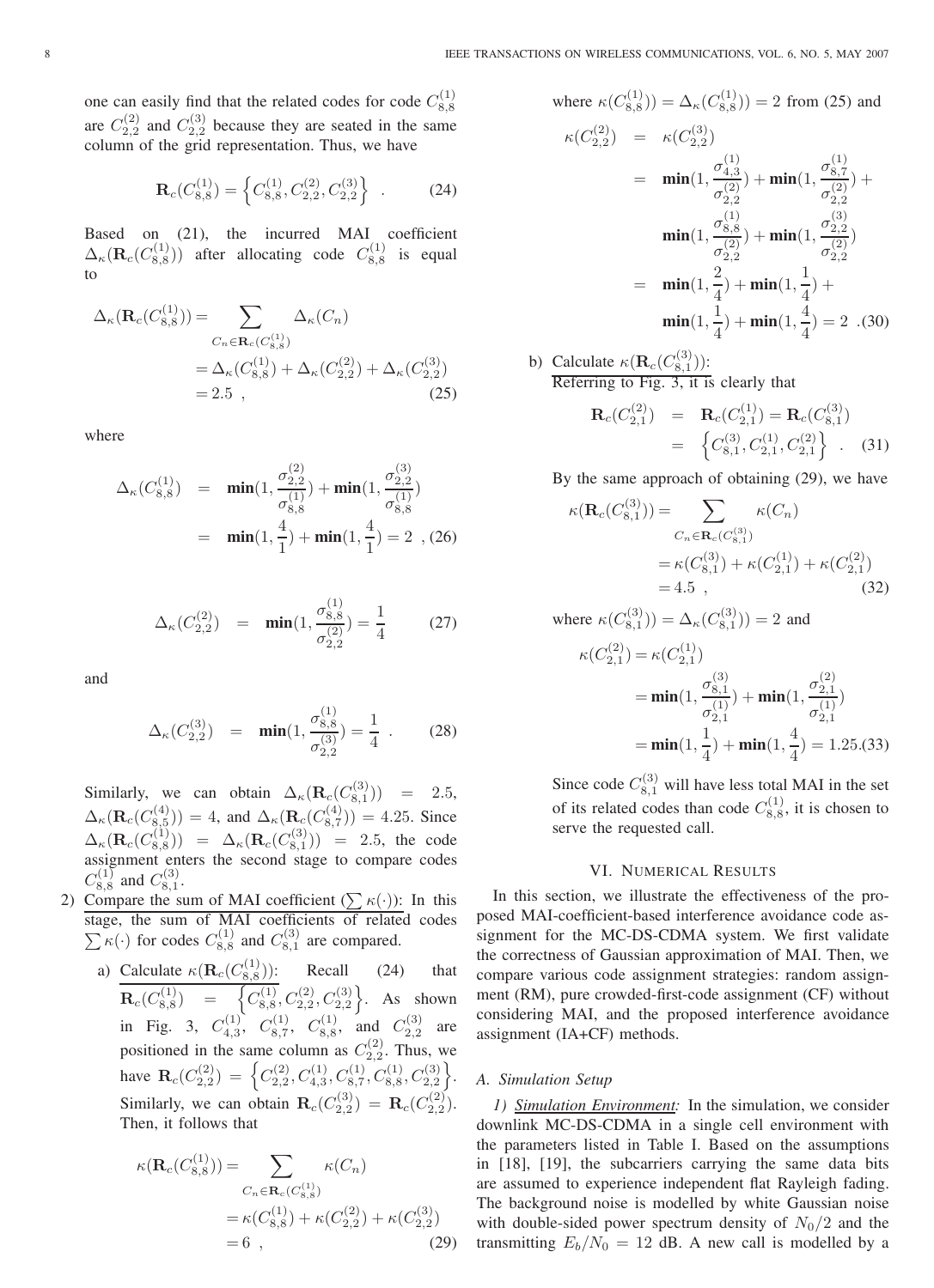one can easily find that the related codes for code $C_{8,8}^{(1)}$ are $C_{2,2}^{(2)}$ and $C_{2,2}^{(3)}$ because they are seated in the same column of the grid representation. Thus, we have

$$\mathbf{R}_c(C_{8,8}^{(1)}) = \left\{ C_{8,8}^{(1)}, C_{2,2}^{(2)}, C_{2,2}^{(3)} \right\} \quad . \tag{24}$$

Based on (21), the incurred MAI coefficient $\Delta_\kappa(\mathbf{R}_c(C_{8,8}^{(1)}))$ after allocating code $C_{8,8}^{(1)}$ is equal to

$$\begin{aligned}\Delta_\kappa(\mathbf{R}_c(C_{8,8}^{(1)})) &= \sum_{C_n \in \mathbf{R}_c(C_{8,8}^{(1)})} \Delta_\kappa(C_n) \\ &= \Delta_\kappa(C_{8,8}^{(1)}) + \Delta_\kappa(C_{2,2}^{(2)}) + \Delta_\kappa(C_{2,2}^{(3)}) \\ &= 2.5 \ ,\end{aligned} \tag{25}$$

where

$$\begin{aligned}\Delta_\kappa(C_{8,8}^{(1)}) &= \mathbf{min}(1, \frac{\sigma_{2,2}^{(2)}}{\sigma_{8,8}^{(1)}}) + \mathbf{min}(1, \frac{\sigma_{2,2}^{(3)}}{\sigma_{8,8}^{(1)}}) \\ &= \mathbf{min}(1, \frac{4}{1}) + \mathbf{min}(1, \frac{4}{1}) = 2 \ ,\end{aligned} \tag{26}$$

$$\Delta_\kappa(C_{2,2}^{(2)}) = \mathbf{min}(1, \frac{\sigma_{8,8}^{(1)}}{\sigma_{2,2}^{(2)}}) = \frac{1}{4} \tag{27}$$

and

$$\Delta_\kappa(C_{2,2}^{(3)}) = \mathbf{min}(1, \frac{\sigma_{8,8}^{(1)}}{\sigma_{2,2}^{(3)}}) = \frac{1}{4} \ . \tag{28}$$

Similarly, we can obtain $\Delta_\kappa(\mathbf{R}_c(C_{8,1}^{(3)})) = 2.5$, $\Delta_\kappa(\mathbf{R}_c(C_{8,5}^{(4)})) = 4$, and $\Delta_\kappa(\mathbf{R}_c(C_{8,7}^{(4)})) = 4.25$. Since $\Delta_\kappa(\mathbf{R}_c(C_{8,8}^{(1)})) = \Delta_\kappa(\mathbf{R}_c(C_{8,1}^{(3)})) = 2.5$, the code assignment enters the second stage to compare codes $C_{8,8}^{(1)}$ and $C_{8,1}^{(3)}$.

2) <u>Compare the sum of MAI coefficient ($\sum \kappa(\cdot)$)</u>: In this stage, the sum of MAI coefficients of related codes $\sum \kappa(\cdot)$ for codes $C_{8,8}^{(1)}$ and $C_{8,1}^{(3)}$ are compared.

   a) <u>Calculate $\kappa(\mathbf{R}_c(C_{8,8}^{(1)}))$</u>: Recall (24) that $\mathbf{R}_c(C_{8,8}^{(1)}) = \left\{ C_{8,8}^{(1)}, C_{2,2}^{(2)}, C_{2,2}^{(3)} \right\}$. As shown in Fig. 3, $C_{4,3}^{(1)}$, $C_{8,7}^{(1)}$, $C_{8,8}^{(1)}$, and $C_{2,2}^{(3)}$ are positioned in the same column as $C_{2,2}^{(2)}$. Thus, we have $\mathbf{R}_c(C_{2,2}^{(2)}) = \left\{ C_{2,2}^{(2)}, C_{4,3}^{(1)}, C_{8,7}^{(1)}, C_{8,8}^{(1)}, C_{2,2}^{(3)} \right\}$. Similarly, we can obtain $\mathbf{R}_c(C_{2,2}^{(3)}) = \mathbf{R}_c(C_{2,2}^{(2)})$. Then, it follows that

$$\begin{aligned}\kappa(\mathbf{R}_c(C_{8,8}^{(1)})) &= \sum_{C_n \in \mathbf{R}_c(C_{8,8}^{(1)})} \kappa(C_n) \\ &= \kappa(C_{8,8}^{(1)}) + \kappa(C_{2,2}^{(2)}) + \kappa(C_{2,2}^{(3)}) \\ &= 6 \ ,\end{aligned} \tag{29}$$

where $\kappa(C_{8,8}^{(1)}) = \Delta_\kappa(C_{8,8}^{(1)}) = 2$ from (25) and

$$\begin{aligned}\kappa(C_{2,2}^{(2)}) &= \kappa(C_{2,2}^{(3)}) \\ &= \mathbf{min}(1, \frac{\sigma_{4,3}^{(1)}}{\sigma_{2,2}^{(2)}}) + \mathbf{min}(1, \frac{\sigma_{8,7}^{(1)}}{\sigma_{2,2}^{(2)}}) + \\ &\quad \mathbf{min}(1, \frac{\sigma_{8,8}^{(1)}}{\sigma_{2,2}^{(2)}}) + \mathbf{min}(1, \frac{\sigma_{2,2}^{(3)}}{\sigma_{2,2}^{(2)}}) \\ &= \mathbf{min}(1, \frac{2}{4}) + \mathbf{min}(1, \frac{1}{4}) + \\ &\quad \mathbf{min}(1, \frac{1}{4}) + \mathbf{min}(1, \frac{4}{4}) = 2 \ .\end{aligned} \tag{30}$$

   b) <u>Calculate $\kappa(\mathbf{R}_c(C_{8,1}^{(3)}))$</u>: Referring to Fig. 3, it is clearly that

$$\begin{aligned}\mathbf{R}_c(C_{2,1}^{(2)}) &= \mathbf{R}_c(C_{2,1}^{(1)}) = \mathbf{R}_c(C_{8,1}^{(3)}) \\ &= \left\{ C_{8,1}^{(3)}, C_{2,1}^{(1)}, C_{2,1}^{(2)} \right\} \ .\end{aligned} \tag{31}$$

   By the same approach of obtaining (29), we have

$$\begin{aligned}\kappa(\mathbf{R}_c(C_{8,1}^{(3)})) &= \sum_{C_n \in \mathbf{R}_c(C_{8,1}^{(3)})} \kappa(C_n) \\ &= \kappa(C_{8,1}^{(3)}) + \kappa(C_{2,1}^{(1)}) + \kappa(C_{2,1}^{(2)}) \\ &= 4.5 \ ,\end{aligned} \tag{32}$$

   where $\kappa(C_{8,1}^{(3)}) = \Delta_\kappa(C_{8,1}^{(3)}) = 2$ and

$$\begin{aligned}\kappa(C_{2,1}^{(2)}) &= \kappa(C_{2,1}^{(1)}) \\ &= \mathbf{min}(1, \frac{\sigma_{8,1}^{(3)}}{\sigma_{2,1}^{(1)}}) + \mathbf{min}(1, \frac{\sigma_{2,1}^{(2)}}{\sigma_{2,1}^{(1)}}) \\ &= \mathbf{min}(1, \frac{1}{4}) + \mathbf{min}(1, \frac{4}{4}) = 1.25.\end{aligned} \tag{33}$$

   Since code $C_{8,1}^{(3)}$ will have less total MAI in the set of its related codes than code $C_{8,8}^{(1)}$, it is chosen to serve the requested call.

## VI. Numerical Results

In this section, we illustrate the effectiveness of the proposed MAI-coefficient-based interference avoidance code assignment for the MC-DS-CDMA system. We first validate the correctness of Gaussian approximation of MAI. Then, we compare various code assignment strategies: random assignment (RM), pure crowded-first-code assignment (CF) without considering MAI, and the proposed interference avoidance assignment (IA+CF) methods.

### A. Simulation Setup

*1) <u>Simulation Environment</u>:* In the simulation, we consider downlink MC-DS-CDMA in a single cell environment with the parameters listed in Table I. Based on the assumptions in [18], [19], the subcarriers carrying the same data bits are assumed to experience independent flat Rayleigh fading. The background noise is modelled by white Gaussian noise with double-sided power spectrum density of $N_0/2$ and the transmitting $E_b/N_0 = 12$ dB. A new call is modelled by a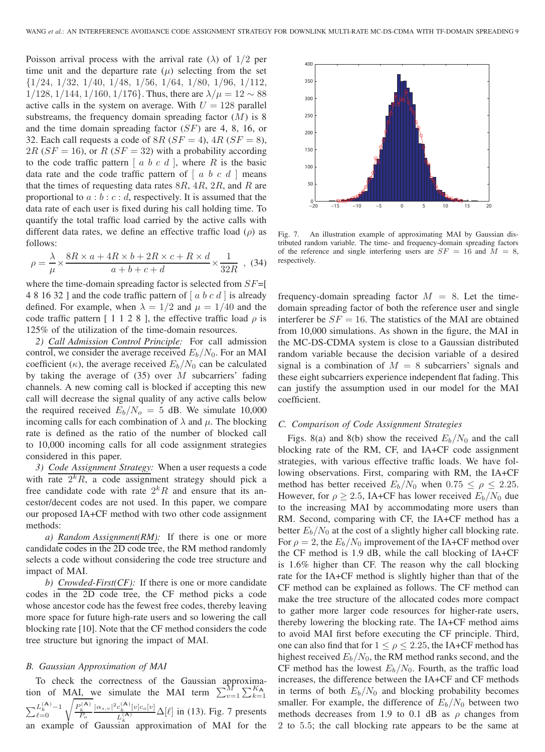Poisson arrival process with the arrival rate ($\lambda$) of $1/2$ per time unit and the departure rate ($\mu$) selecting from the set $\{1/24, 1/32, 1/40, 1/48, 1/56, 1/64, 1/80, 1/96, 1/112, 1/128, 1/144, 1/160, 1/176\}$. Thus, there are $\lambda/\mu = 12 \sim 88$ active calls in the system on average. With $U = 128$ parallel substreams, the frequency domain spreading factor ($M$) is 8 and the time domain spreading factor ($SF$) are 4, 8, 16, or 32. Each call requests a code of $8R$ ($SF = 4$), $4R$ ($SF = 8$), $2R$ ($SF = 16$), or $R$ ($SF = 32$) with a probability according to the code traffic pattern [ $a$ $b$ $c$ $d$ ], where $R$ is the basic data rate and the code traffic pattern of [ $a$ $b$ $c$ $d$ ] means that the times of requesting data rates $8R$, $4R$, $2R$, and $R$ are proportional to $a : b : c : d$, respectively. It is assumed that the data rate of each user is fixed during his call holding time. To quantify the total traffic load carried by the active calls with different data rates, we define an effective traffic load ($\rho$) as follows:

$$\rho = \frac{\lambda}{\mu} \times \frac{8R \times a + 4R \times b + 2R \times c + R \times d}{a + b + c + d} \times \frac{1}{32R} \quad , \quad (34)$$

where the time-domain spreading factor is selected from $SF$=[ 4 8 16 32 ] and the code traffic pattern of [ $a$ $b$ $c$ $d$ ] is already defined. For example, when $\lambda = 1/2$ and $\mu = 1/40$ and the code traffic pattern [ 1 1 2 8 ], the effective traffic load $\rho$ is 125% of the utilization of the time-domain resources.

*2) Call Admission Control Principle:* For call admission control, we consider the average received $E_b/N_0$. For an MAI coefficient ($\kappa$), the average received $E_b/N_0$ can be calculated by taking the average of (35) over $M$ subcarriers' fading channels. A new coming call is blocked if accepting this new call will decrease the signal quality of any active calls below the required received $E_b/N_o = 5$ dB. We simulate 10,000 incoming calls for each combination of $\lambda$ and $\mu$. The blocking rate is defined as the ratio of the number of blocked call to 10,000 incoming calls for all code assignment strategies considered in this paper.

*3) Code Assignment Strategy:* When a user requests a code with rate $2^k R$, a code assignment strategy should pick a free candidate code with rate $2^k R$ and ensure that its ancestor/decent codes are not used. In this paper, we compare our proposed IA+CF method with two other code assignment methods:

*a) Random Assignment(RM):* If there is one or more candidate codes in the 2D code tree, the RM method randomly selects a code without considering the code tree structure and impact of MAI.

*b) Crowded-First(CF):* If there is one or more candidate codes in the 2D code tree, the CF method picks a code whose ancestor code has the fewest free codes, thereby leaving more space for future high-rate users and so lowering the call blocking rate [10]. Note that the CF method considers the code tree structure but ignoring the impact of MAI.

### B. Gaussian Approximation of MAI

To check the correctness of the Gaussian approximation of MAI, we simulate the MAI term $\sum_{v=1}^{M} \sum_{k=1}^{K_{\mathbf{A}}} \sum_{\ell=0}^{L_k^{(\mathbf{A})}-1} \sqrt{\frac{P_k^{(\mathbf{A})}}{P_o}} \frac{|\alpha_{s,v}|^2 c_k^{(\mathbf{A})}[v] c_o[v]}{L_k^{(\mathbf{A})}} \Delta[\ell]$ in (13). Fig. 7 presents an example of Gaussian approximation of MAI for the frequency-domain spreading factor $M = 8$. Let the time-domain spreading factor of both the reference user and single interferer be $SF = 16$. The statistics of the MAI are obtained from 10,000 simulations. As shown in the figure, the MAI in the MC-DS-CDMA system is close to a Gaussian distributed random variable because the decision variable of a desired signal is a combination of $M = 8$ subcarriers' signals and these eight subcarriers experience independent flat fading. This can justify the assumption used in our model for the MAI coefficient.

Fig. 7. An illustration example of approximating MAI by Gaussian distributed random variable. The time- and frequency-domain spreading factors of the reference and single interfering users are $SF = 16$ and $M = 8$, respectively.

### C. Comparison of Code Assignment Strategies

Figs. 8(a) and 8(b) show the received $E_b/N_0$ and the call blocking rate of the RM, CF, and IA+CF code assignment strategies, with various effective traffic loads. We have following observations. First, comparing with RM, the IA+CF method has better received $E_b/N_0$ when $0.75 \leq \rho \leq 2.25$. However, for $\rho \geq 2.5$, IA+CF has lower received $E_b/N_0$ due to the increasing MAI by accommodating more users than RM. Second, comparing with CF, the IA+CF method has a better $E_b/N_0$ at the cost of a slightly higher call blocking rate. For $\rho = 2$, the $E_b/N_0$ improvement of the IA+CF method over the CF method is 1.9 dB, while the call blocking of IA+CF is 1.6% higher than CF. The reason why the call blocking rate for the IA+CF method is slightly higher than that of the CF method can be explained as follows. The CF method can make the tree structure of the allocated codes more compact to gather more larger code resources for higher-rate users, thereby lowering the blocking rate. The IA+CF method aims to avoid MAI first before executing the CF principle. Third, one can also find that for $1 \leq \rho \leq 2.25$, the IA+CF method has highest received $E_b/N_0$, the RM method ranks second, and the CF method has the lowest $E_b/N_0$. Fourth, as the traffic load increases, the difference between the IA+CF and CF methods in terms of both $E_b/N_0$ and blocking probability becomes smaller. For example, the difference of $E_b/N_0$ between two methods decreases from 1.9 to 0.1 dB as $\rho$ changes from 2 to 5.5; the call blocking rate appears to be the same at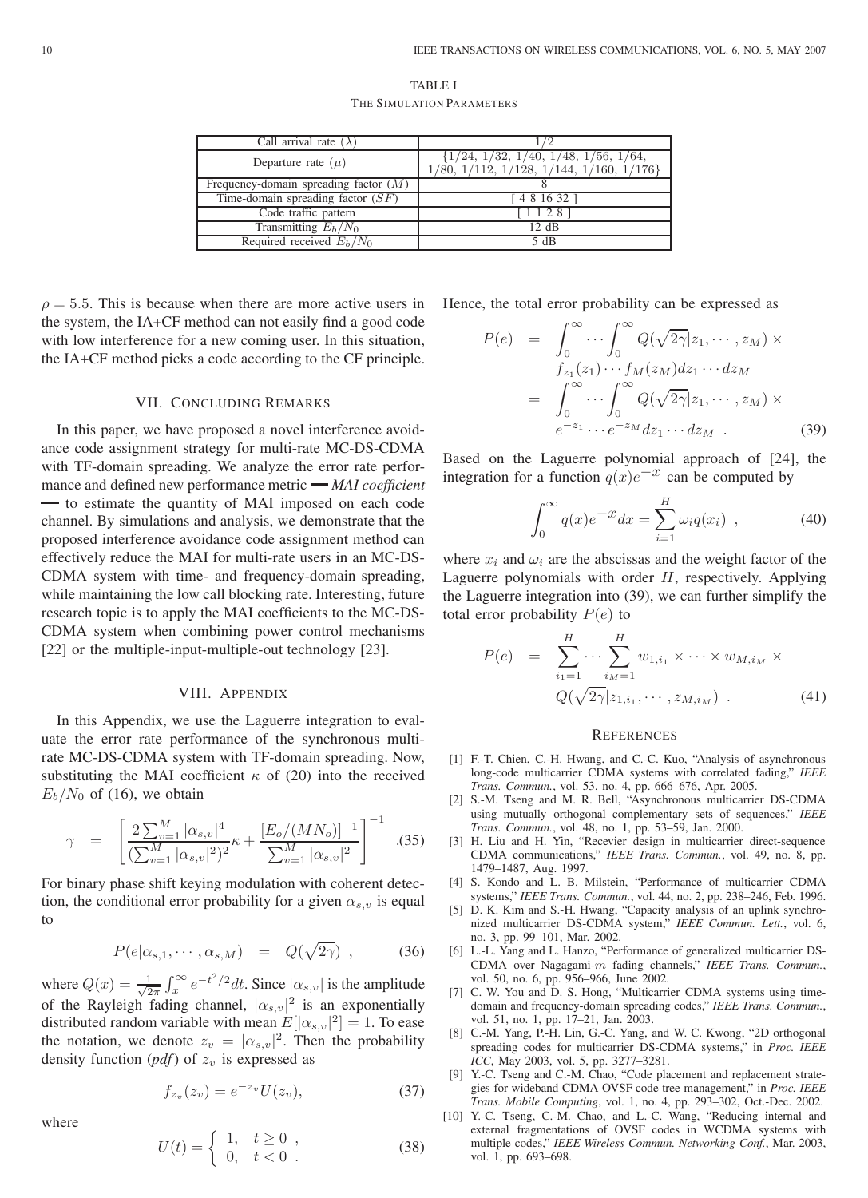TABLE I
THE SIMULATION PARAMETERS

| Call arrival rate ($\lambda$) | 1/2 |
|---|---|
| Departure rate ($\mu$) | {1/24, 1/32, 1/40, 1/48, 1/56, 1/64, 1/80, 1/112, 1/128, 1/144, 1/160, 1/176} |
| Frequency-domain spreading factor ($M$) | 8 |
| Time-domain spreading factor ($SF$) | [ 4 8 16 32 ] |
| Code traffic pattern | [ 1 1 2 8 ] |
| Transmitting $E_b/N_0$ | 12 dB |
| Required received $E_b/N_0$ | 5 dB |

$\rho = 5.5$. This is because when there are more active users in the system, the IA+CF method can not easily find a good code with low interference for a new coming user. In this situation, the IA+CF method picks a code according to the CF principle.

## VII. Concluding Remarks

In this paper, we have proposed a novel interference avoidance code assignment strategy for multi-rate MC-DS-CDMA with TF-domain spreading. We analyze the error rate performance and defined new performance metric — *MAI coefficient* — to estimate the quantity of MAI imposed on each code channel. By simulations and analysis, we demonstrate that the proposed interference avoidance code assignment method can effectively reduce the MAI for multi-rate users in an MC-DS-CDMA system with time- and frequency-domain spreading, while maintaining the low call blocking rate. Interesting, future research topic is to apply the MAI coefficients to the MC-DS-CDMA system when combining power control mechanisms [22] or the multiple-input-multiple-out technology [23].

## VIII. Appendix

In this Appendix, we use the Laguerre integration to evaluate the error rate performance of the synchronous multi-rate MC-DS-CDMA system with TF-domain spreading. Now, substituting the MAI coefficient $\kappa$ of (20) into the received $E_b/N_0$ of (16), we obtain

$$\gamma = \left[ \frac{2\sum_{v=1}^{M}|\alpha_{s,v}|^4}{(\sum_{v=1}^{M}|\alpha_{s,v}|^2)^2}\kappa + \frac{[E_o/(MN_o)]^{-1}}{\sum_{v=1}^{M}|\alpha_{s,v}|^2} \right]^{-1} . \quad (35)$$

For binary phase shift keying modulation with coherent detection, the conditional error probability for a given $\alpha_{s,v}$ is equal to

$$P(e|\alpha_{s,1}, \cdots, \alpha_{s,M}) = Q(\sqrt{2\gamma}) , \quad (36)$$

where $Q(x) = \frac{1}{\sqrt{2\pi}}\int_x^{\infty} e^{-t^2/2}dt$. Since $|\alpha_{s,v}|$ is the amplitude of the Rayleigh fading channel, $|\alpha_{s,v}|^2$ is an exponentially distributed random variable with mean $E[|\alpha_{s,v}|^2] = 1$. To ease the notation, we denote $z_v = |\alpha_{s,v}|^2$. Then the probability density function (*pdf*) of $z_v$ is expressed as

$$f_{z_v}(z_v) = e^{-z_v}U(z_v), \quad (37)$$

where

$$U(t) = \begin{cases} 1, & t \geq 0 \ , \\ 0, & t < 0 \ . \end{cases} \quad (38)$$

Hence, the total error probability can be expressed as

$$\begin{aligned} P(e) &= \int_0^{\infty}\cdots\int_0^{\infty} Q(\sqrt{2\gamma}|z_1, \cdots, z_M) \times \\ &\quad f_{z_1}(z_1)\cdots f_M(z_M)dz_1\cdots dz_M \\ &= \int_0^{\infty}\cdots\int_0^{\infty} Q(\sqrt{2\gamma}|z_1, \cdots, z_M) \times \\ &\quad e^{-z_1}\cdots e^{-z_M}dz_1\cdots dz_M \ . \end{aligned} \quad (39)$$

Based on the Laguerre polynomial approach of [24], the integration for a function $q(x)e^{-x}$ can be computed by

$$\int_0^{\infty} q(x)e^{-x}dx = \sum_{i=1}^{H}\omega_i q(x_i) \ , \quad (40)$$

where $x_i$ and $\omega_i$ are the abscissas and the weight factor of the Laguerre polynomials with order $H$, respectively. Applying the Laguerre integration into (39), we can further simplify the total error probability $P(e)$ to

$$\begin{aligned} P(e) &= \sum_{i_1=1}^{H}\cdots\sum_{i_M=1}^{H} w_{1,i_1}\times\cdots\times w_{M,i_M}\times \\ &\quad Q(\sqrt{2\gamma}|z_{1,i_1}, \cdots, z_{M,i_M}) \ . \end{aligned} \quad (41)$$

## References

[1] F.-T. Chien, C.-H. Hwang, and C.-C. Kuo, "Analysis of asynchronous long-code multicarrier CDMA systems with correlated fading," *IEEE Trans. Commun.*, vol. 53, no. 4, pp. 666–676, Apr. 2005.

[2] S.-M. Tseng and M. R. Bell, "Asynchronous multicarrier DS-CDMA using mutually orthogonal complementary sets of sequences," *IEEE Trans. Commun.*, vol. 48, no. 1, pp. 53–59, Jan. 2000.

[3] H. Liu and H. Yin, "Recevier design in multicarrier direct-sequence CDMA communications," *IEEE Trans. Commun.*, vol. 49, no. 8, pp. 1479–1487, Aug. 1997.

[4] S. Kondo and L. B. Milstein, "Performance of multicarrier CDMA systems," *IEEE Trans. Commun.*, vol. 44, no. 2, pp. 238–246, Feb. 1996.

[5] D. K. Kim and S.-H. Hwang, "Capacity analysis of an uplink synchronized multicarrier DS-CDMA system," *IEEE Commun. Lett.*, vol. 6, no. 3, pp. 99–101, Mar. 2002.

[6] L.-L. Yang and L. Hanzo, "Performance of generalized multicarrier DS-CDMA over Nagagami-$m$ fading channels," *IEEE Trans. Commun.*, vol. 50, no. 6, pp. 956–966, June 2002.

[7] C. W. You and D. S. Hong, "Multicarrier CDMA systems using time-domain and frequency-domain spreading codes," *IEEE Trans. Commun.*, vol. 51, no. 1, pp. 17–21, Jan. 2003.

[8] C.-M. Yang, P.-H. Lin, G.-C. Yang, and W. C. Kwong, "2D orthogonal spreading codes for multicarrier DS-CDMA systems," in *Proc. IEEE ICC*, May 2003, vol. 5, pp. 3277–3281.

[9] Y.-C. Tseng and C.-M. Chao, "Code placement and replacement strategies for wideband CDMA OVSF code tree management," in *Proc. IEEE Trans. Mobile Computing*, vol. 1, no. 4, pp. 293–302, Oct.-Dec. 2002.

[10] Y.-C. Tseng, C.-M. Chao, and L.-C. Wang, "Reducing internal and external fragmentations of OVSF codes in WCDMA systems with multiple codes," *IEEE Wireless Commun. Networking Conf.*, Mar. 2003, vol. 1, pp. 693–698.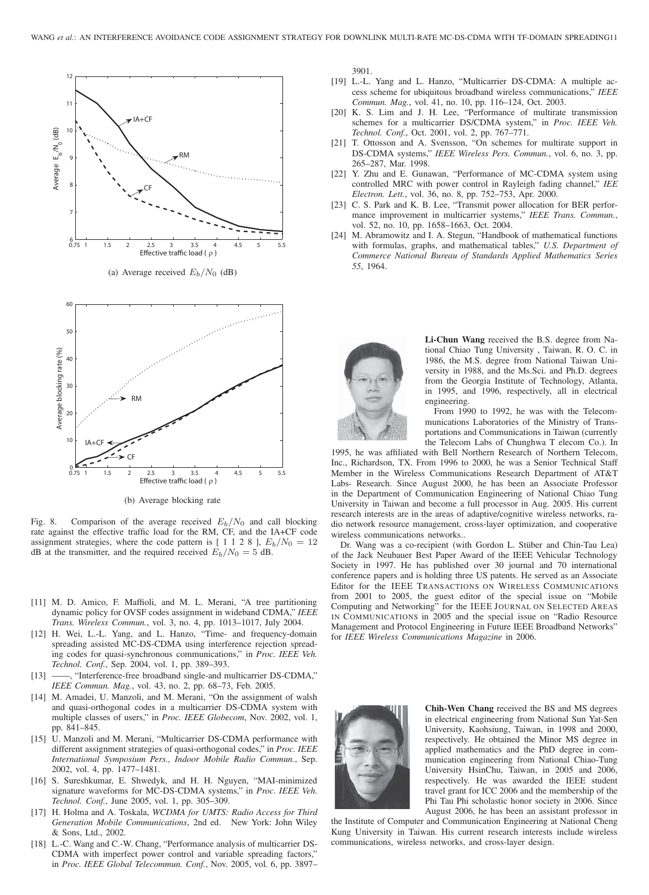(a) Average received $E_b/N_0$ (dB)

(b) Average blocking rate

Fig. 8. Comparison of the average received $E_b/N_0$ and call blocking rate against the effective traffic load for the RM, CF, and the IA+CF code assignment strategies, where the code pattern is [ 1 1 2 8 ], $E_b/N_0 = 12$ dB at the transmitter, and the required received $E_b/N_0 = 5$ dB.

[11] M. D. Amico, F. Maffioli, and M. L. Merani, "A tree partitioning dynamic policy for OVSF codes assignment in wideband CDMA," *IEEE Trans. Wireless Commun.*, vol. 3, no. 4, pp. 1013–1017, July 2004.

[12] H. Wei, L.-L. Yang, and L. Hanzo, "Time- and frequency-domain spreading assisted MC-DS-CDMA using interference rejection spreading codes for quasi-synchronous communications," in *Proc. IEEE Veh. Technol. Conf.*, Sep. 2004, vol. 1, pp. 389–393.

[13] ——, "Interference-free broadband single-and multicarrier DS-CDMA," *IEEE Commun. Mag.*, vol. 43, no. 2, pp. 68–73, Feb. 2005.

[14] M. Amadei, U. Manzoli, and M. Merani, "On the assignment of walsh and quasi-orthogonal codes in a multicarrier DS-CDMA system with multiple classes of users," in *Proc. IEEE Globecom*, Nov. 2002, vol. 1, pp. 841–845.

[15] U. Manzoli and M. Merani, "Multicarrier DS-CDMA performance with different assignment strategies of quasi-orthogonal codes," in *Proc. IEEE International Symposium Pers., Indoor Mobile Radio Commun.*, Sep. 2002, vol. 4, pp. 1477–1481.

[16] S. Sureshkumar, E. Shwedyk, and H. H. Nguyen, "MAI-minimized signature waveforms for MC-DS-CDMA systems," in *Proc. IEEE Veh. Technol. Conf.*, June 2005, vol. 1, pp. 305–309.

[17] H. Holma and A. Toskala, *WCDMA for UMTS: Radio Access for Third Generation Mobile Communications*, 2nd ed. New York: John Wiley & Sons, Ltd., 2002.

[18] L.-C. Wang and C.-W. Chang, "Performance analysis of multicarrier DS-CDMA with imperfect power control and variable spreading factors," in *Proc. IEEE Global Telecommun. Conf.*, Nov. 2005, vol. 6, pp. 3897–3901.

[19] L.-L. Yang and L. Hanzo, "Multicarrier DS-CDMA: A multiple access scheme for ubiquitous broadband wireless communications," *IEEE Commun. Mag.*, vol. 41, no. 10, pp. 116–124, Oct. 2003.

[20] K. S. Lim and J. H. Lee, "Performance of multirate transmission schemes for a multicarrier DS/CDMA system," in *Proc. IEEE Veh. Technol. Conf.*, Oct. 2001, vol. 2, pp. 767–771.

[21] T. Ottosson and A. Svensson, "On schemes for multirate support in DS-CDMA systems," *IEEE Wireless Pers. Commun.*, vol. 6, no. 3, pp. 265–287, Mar. 1998.

[22] Y. Zhu and E. Gunawan, "Performance of MC-CDMA system using controlled MRC with power control in Rayleigh fading channel," *IEE Electron. Lett.*, vol. 36, no. 8, pp. 752–753, Apr. 2000.

[23] C. S. Park and K. B. Lee, "Transmit power allocation for BER performance improvement in multicarrier systems," *IEEE Trans. Commun.*, vol. 52, no. 10, pp. 1658–1663, Oct. 2004.

[24] M. Abramowitz and I. A. Stegun, "Handbook of mathematical functions with formulas, graphs, and mathematical tables," *U.S. Department of Commerce National Bureau of Standards Applied Mathematics Series 55*, 1964.

**Li-Chun Wang** received the B.S. degree from National Chiao Tung University , Taiwan, R. O. C. in 1986, the M.S. degree from National Taiwan University in 1988, and the Ms.Sci. and Ph.D. degrees from the Georgia Institute of Technology, Atlanta, in 1995, and 1996, respectively, all in electrical engineering.

From 1990 to 1992, he was with the Telecommunications Laboratories of the Ministry of Transportations and Communications in Taiwan (currently the Telecom Labs of Chunghwa T elecom Co.). In 1995, he was affiliated with Bell Northern Research of Northern Telecom, Inc., Richardson, TX. From 1996 to 2000, he was a Senior Technical Staff Member in the Wireless Communications Research Department of AT&T Labs- Research. Since August 2000, he has been an Associate Professor in the Department of Communication Engineering of National Chiao Tung University in Taiwan and become a full processor in Aug. 2005. His current research interests are in the areas of adaptive/cognitive wireless networks, radio network resource management, cross-layer optimization, and cooperative wireless communications networks..

Dr. Wang was a co-recipient (with Gordon L. Stüber and Chin-Tau Lea) of the Jack Neubauer Best Paper Award of the IEEE Vehicular Technology Society in 1997. He has published over 30 journal and 70 international conference papers and is holding three US patents. He served as an Associate Editor for the IEEE TRANSACTIONS ON WIRELESS COMMUNICATIONS from 2001 to 2005, the guest editor of the special issue on "Mobile Computing and Networking" for the IEEE JOURNAL ON SELECTED AREAS IN COMMUNICATIONS in 2005 and the special issue on "Radio Resource Management and Protocol Engineering in Future IEEE Broadband Networks" for *IEEE Wireless Communications Magazine* in 2006.

**Chih-Wen Chang** received the BS and MS degrees in electrical engineering from National Sun Yat-Sen University, Kaohsiung, Taiwan, in 1998 and 2000, respectively. He obtained the Minor MS degree in applied mathematics and the PhD degree in communication engineering from National Chiao-Tung University HsinChu, Taiwan, in 2005 and 2006, respectively. He was awarded the IEEE student travel grant for ICC 2006 and the membership of the Phi Tau Phi scholastic honor society in 2006. Since August 2006, he has been an assistant professor in the Institute of Computer and Communication Engineering at National Cheng Kung University in Taiwan. His current research interests include wireless communications, wireless networks, and cross-layer design.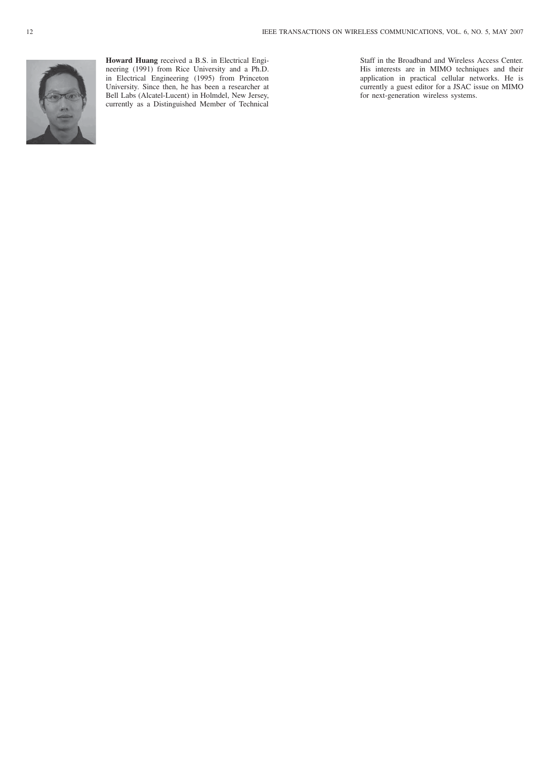**Howard Huang** received a B.S. in Electrical Engineering (1991) from Rice University and a Ph.D. in Electrical Engineering (1995) from Princeton University. Since then, he has been a researcher at Bell Labs (Alcatel-Lucent) in Holmdel, New Jersey, currently as a Distinguished Member of Technical Staff in the Broadband and Wireless Access Center. His interests are in MIMO techniques and their application in practical cellular networks. He is currently a guest editor for a JSAC issue on MIMO for next-generation wireless systems.